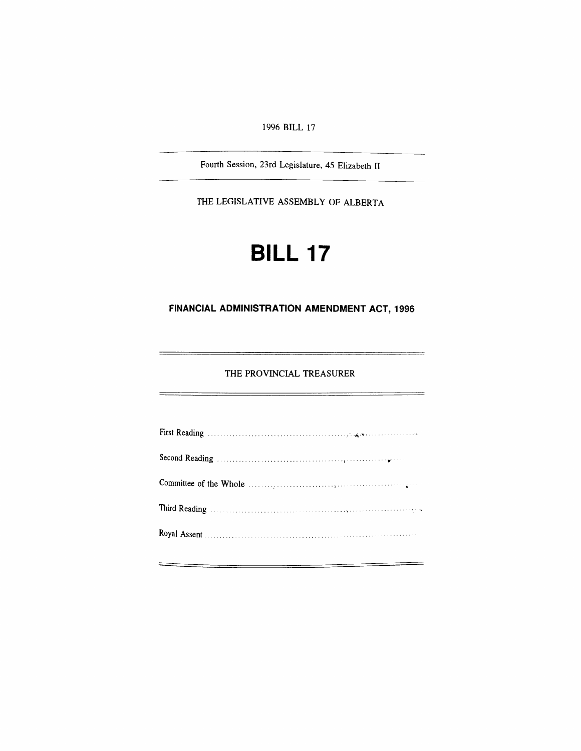1996 BILL 17

---

Fourth Session, 23rd Legislature, 45 Elizabeth II

---

THE LEGISLATIVE ASSEMBLY OF ALBERTA

# BILL 17

## FINANCIAL ADMINISTRATION AMENDMENT ACT, 1996

---

THE PROVINCIAL TREASURER

---

First Reading .......................................................................

Second Reading .......................................................................

Committee of the Whole .......................................................................

Third Reading .......................................................................

Royal Assent .......................................................................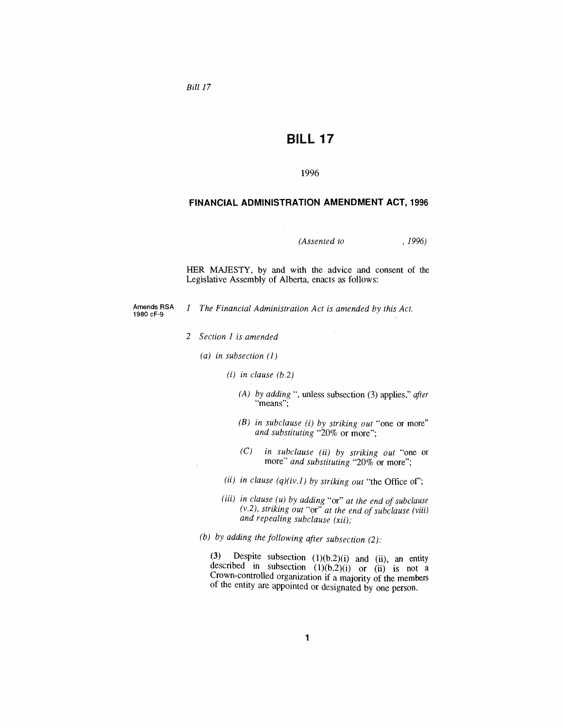# BILL 17

1996

## FINANCIAL ADMINISTRATION AMENDMENT ACT, 1996

*(Assented to , 1996)*

HER MAJESTY, by and with the advice and consent of the Legislative Assembly of Alberta, enacts as follows:

Amends RSA 1980 cF-9

*1 The Financial Administration Act is amended by this Act.*

*2 Section 1 is amended*

*(a) in subsection (1)*

*(i) in clause (b.2)*

*(A) by adding* ", unless subsection (3) applies," *after* "means";

*(B) in subclause (i) by striking out* "one or more" *and substituting* "20% or more";

*(C) in subclause (ii) by striking out* "one or more" *and substituting* "20% or more";

*(ii) in clause (q)(iv.1) by striking out* "the Office of";

*(iii) in clause (u) by adding* "or" *at the end of subclause (v.2), striking out* "or" *at the end of subclause (viii) and repealing subclause (xii);*

*(b) by adding the following after subsection (2):*

**(3)** Despite subsection (1)(b.2)(i) and (ii), an entity described in subsection (1)(b.2)(i) or (ii) is not a Crown-controlled organization if a majority of the members of the entity are appointed or designated by one person.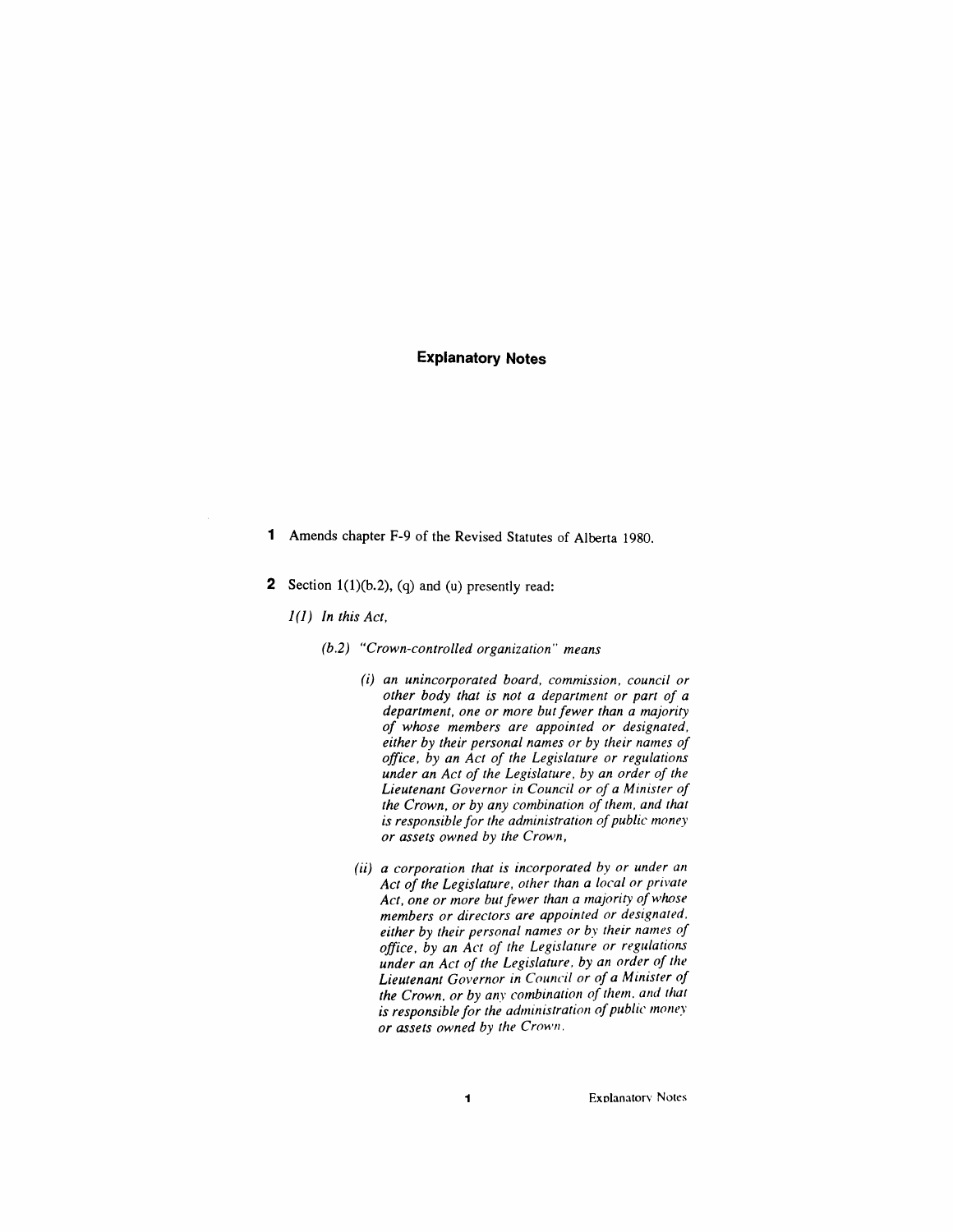# Explanatory Notes

**1** Amends chapter F-9 of the Revised Statutes of Alberta 1980.

**2** Section 1(1)(b.2), (q) and (u) presently read:

*1(1) In this Act,*

*(b.2) "Crown-controlled organization" means*

*(i) an unincorporated board, commission, council or other body that is not a department or part of a department, one or more but fewer than a majority of whose members are appointed or designated, either by their personal names or by their names of office, by an Act of the Legislature or regulations under an Act of the Legislature, by an order of the Lieutenant Governor in Council or of a Minister of the Crown, or by any combination of them, and that is responsible for the administration of public money or assets owned by the Crown,*

*(ii) a corporation that is incorporated by or under an Act of the Legislature, other than a local or private Act, one or more but fewer than a majority of whose members or directors are appointed or designated, either by their personal names or by their names of office, by an Act of the Legislature or regulations under an Act of the Legislature, by an order of the Lieutenant Governor in Council or of a Minister of the Crown, or by any combination of them, and that is responsible for the administration of public money or assets owned by the Crown,*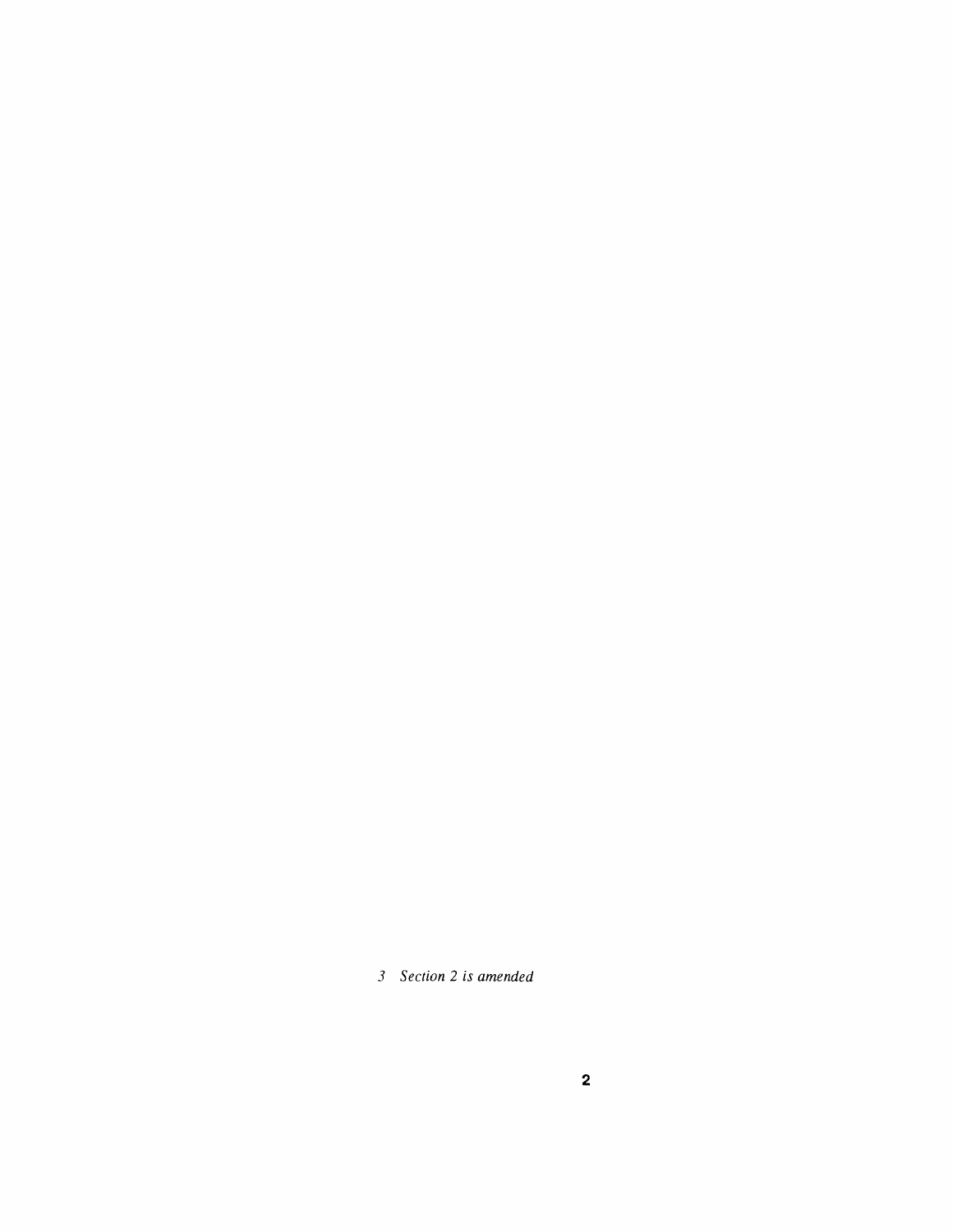*3 Section 2 is amended*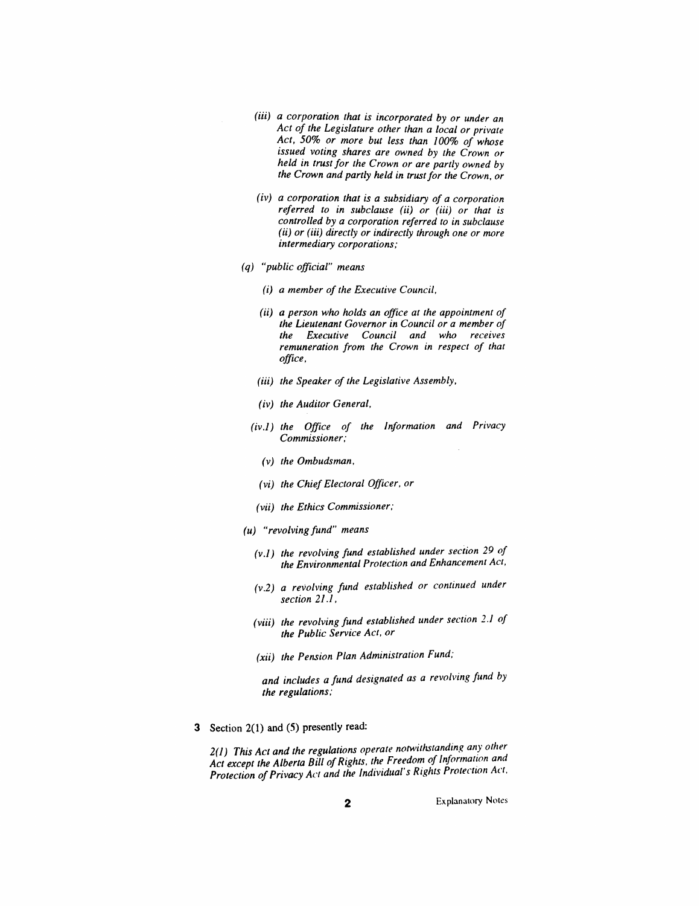*(iii) a corporation that is incorporated by or under an Act of the Legislature other than a local or private Act, 50% or more but less than 100% of whose issued voting shares are owned by the Crown or held in trust for the Crown or are partly owned by the Crown and partly held in trust for the Crown, or*

*(iv) a corporation that is a subsidiary of a corporation referred to in subclause (ii) or (iii) or that is controlled by a corporation referred to in subclause (ii) or (iii) directly or indirectly through one or more intermediary corporations;*

*(q) "public official" means*

*(i) a member of the Executive Council,*

*(ii) a person who holds an office at the appointment of the Lieutenant Governor in Council or a member of the Executive Council and who receives remuneration from the Crown in respect of that office,*

*(iii) the Speaker of the Legislative Assembly,*

*(iv) the Auditor General,*

*(iv.1) the Office of the Information and Privacy Commissioner;*

*(v) the Ombudsman,*

*(vi) the Chief Electoral Officer, or*

*(vii) the Ethics Commissioner;*

*(u) "revolving fund" means*

*(v.1) the revolving fund established under section 29 of the Environmental Protection and Enhancement Act,*

*(v.2) a revolving fund established or continued under section 21.1,*

*(viii) the revolving fund established under section 2.1 of the Public Service Act, or*

*(xii) the Pension Plan Administration Fund;*

*and includes a fund designated as a revolving fund by the regulations;*

**3** Section 2(1) and (5) presently read:

*2(1) This Act and the regulations operate notwithstanding any other Act except the Alberta Bill of Rights, the Freedom of Information and Protection of Privacy Act and the Individual's Rights Protection Act.*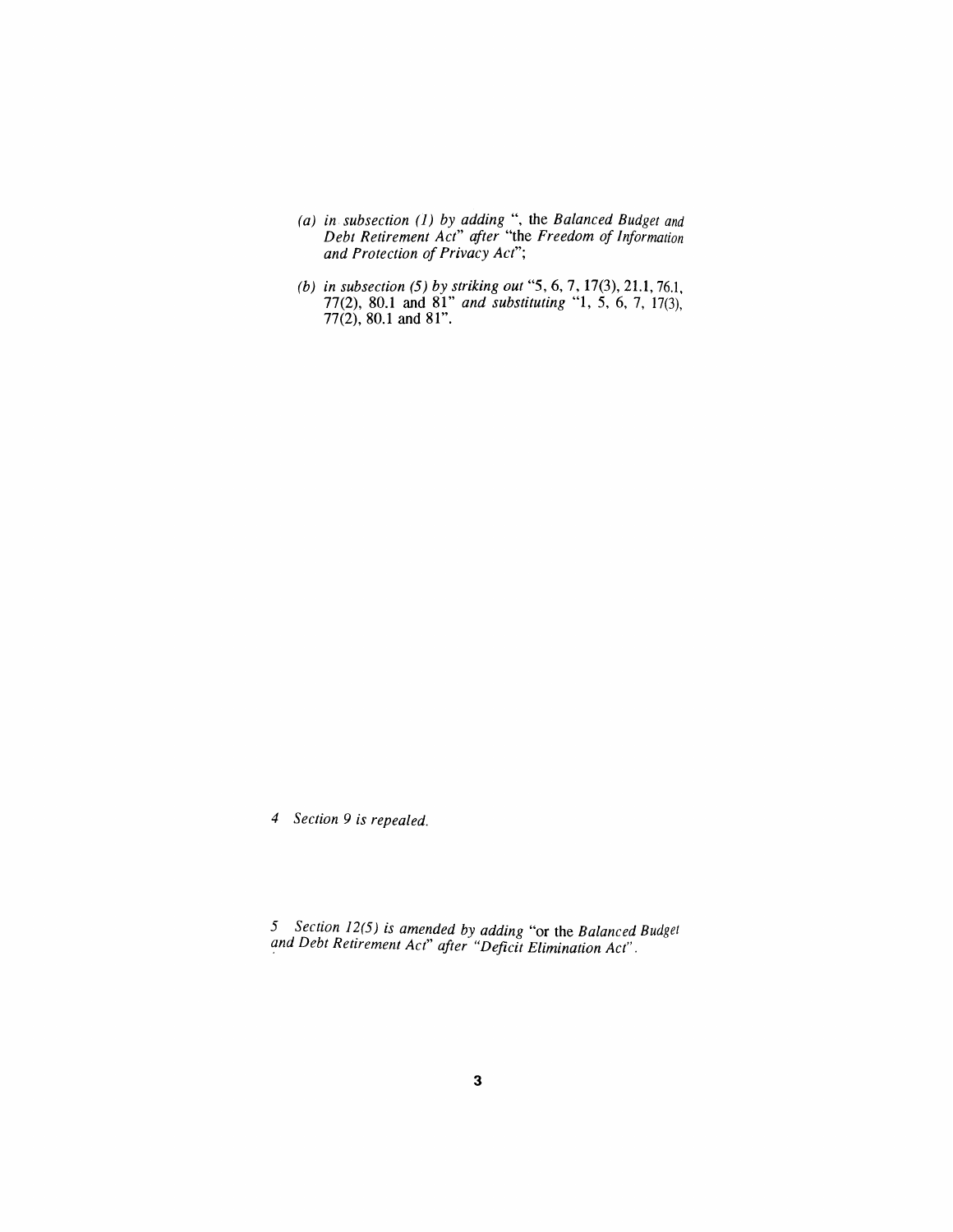*(a) in subsection (1) by adding* ", the *Balanced Budget and Debt Retirement Act*" *after* "the *Freedom of Information and Protection of Privacy Act*";

*(b) in subsection (5) by striking out* "5, 6, 7, 17(3), 21.1, 76.1, 77(2), 80.1 and 81" *and substituting* "1, 5, 6, 7, 17(3), 77(2), 80.1 and 81".

*4 Section 9 is repealed.*

*5 Section 12(5) is amended by adding* "or the *Balanced Budget and Debt Retirement Act*" *after "Deficit Elimination Act"*.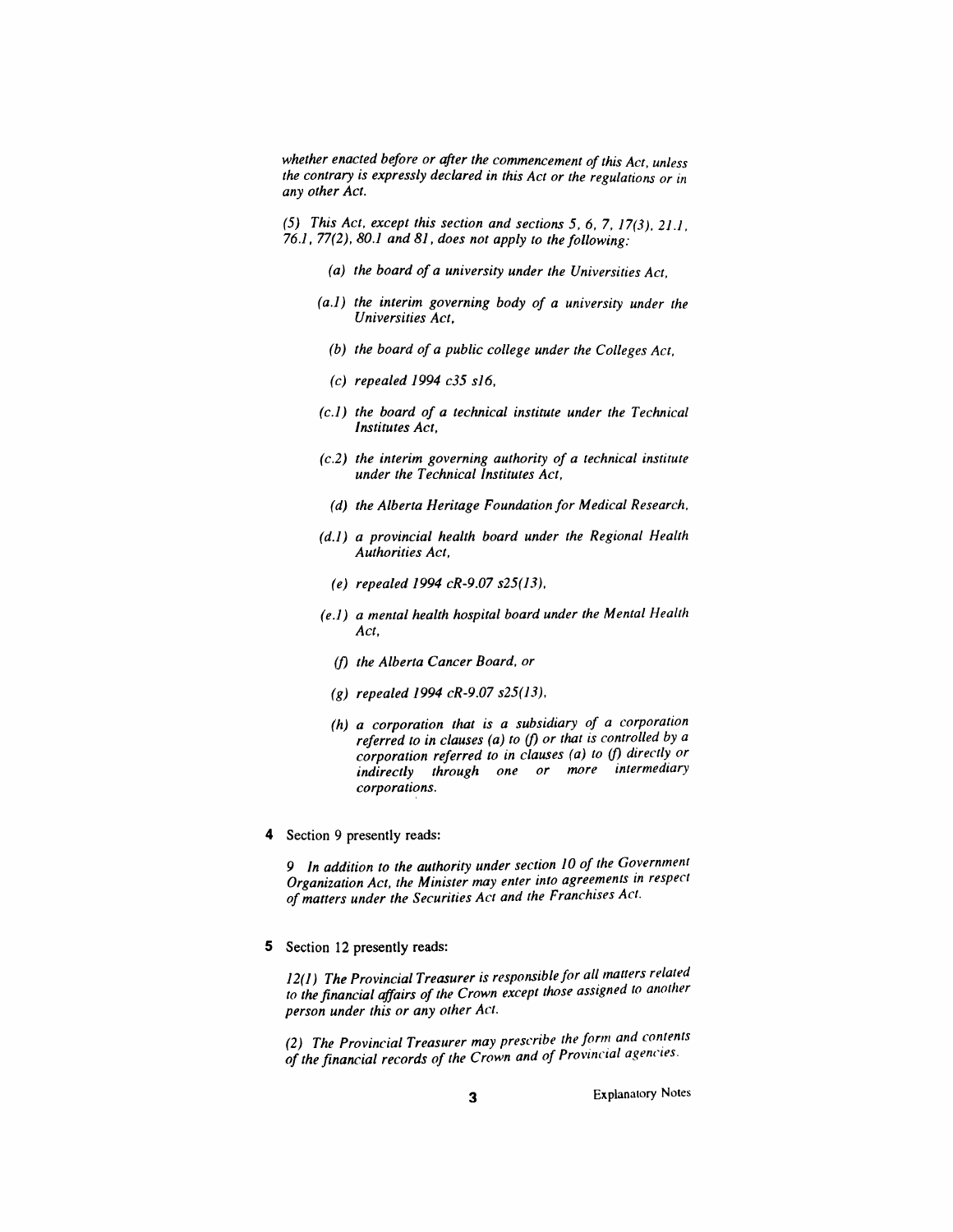*whether enacted before or after the commencement of this Act, unless the contrary is expressly declared in this Act or the regulations or in any other Act.*

*(5) This Act, except this section and sections 5, 6, 7, 17(3), 21.1, 76.1, 77(2), 80.1 and 81, does not apply to the following:*

*(a) the board of a university under the Universities Act,*

*(a.1) the interim governing body of a university under the Universities Act,*

*(b) the board of a public college under the Colleges Act,*

*(c) repealed 1994 c35 s16,*

*(c.1) the board of a technical institute under the Technical Institutes Act,*

*(c.2) the interim governing authority of a technical institute under the Technical Institutes Act,*

*(d) the Alberta Heritage Foundation for Medical Research,*

*(d.1) a provincial health board under the Regional Health Authorities Act,*

*(e) repealed 1994 cR-9.07 s25(13),*

*(e.1) a mental health hospital board under the Mental Health Act,*

*(f) the Alberta Cancer Board, or*

*(g) repealed 1994 cR-9.07 s25(13),*

*(h) a corporation that is a subsidiary of a corporation referred to in clauses (a) to (f) or that is controlled by a corporation referred to in clauses (a) to (f) directly or indirectly through one or more intermediary corporations.*

**4** Section 9 presently reads:

*9 In addition to the authority under section 10 of the Government Organization Act, the Minister may enter into agreements in respect of matters under the Securities Act and the Franchises Act.*

**5** Section 12 presently reads:

*12(1) The Provincial Treasurer is responsible for all matters related to the financial affairs of the Crown except those assigned to another person under this or any other Act.*

*(2) The Provincial Treasurer may prescribe the form and contents of the financial records of the Crown and of Provincial agencies.*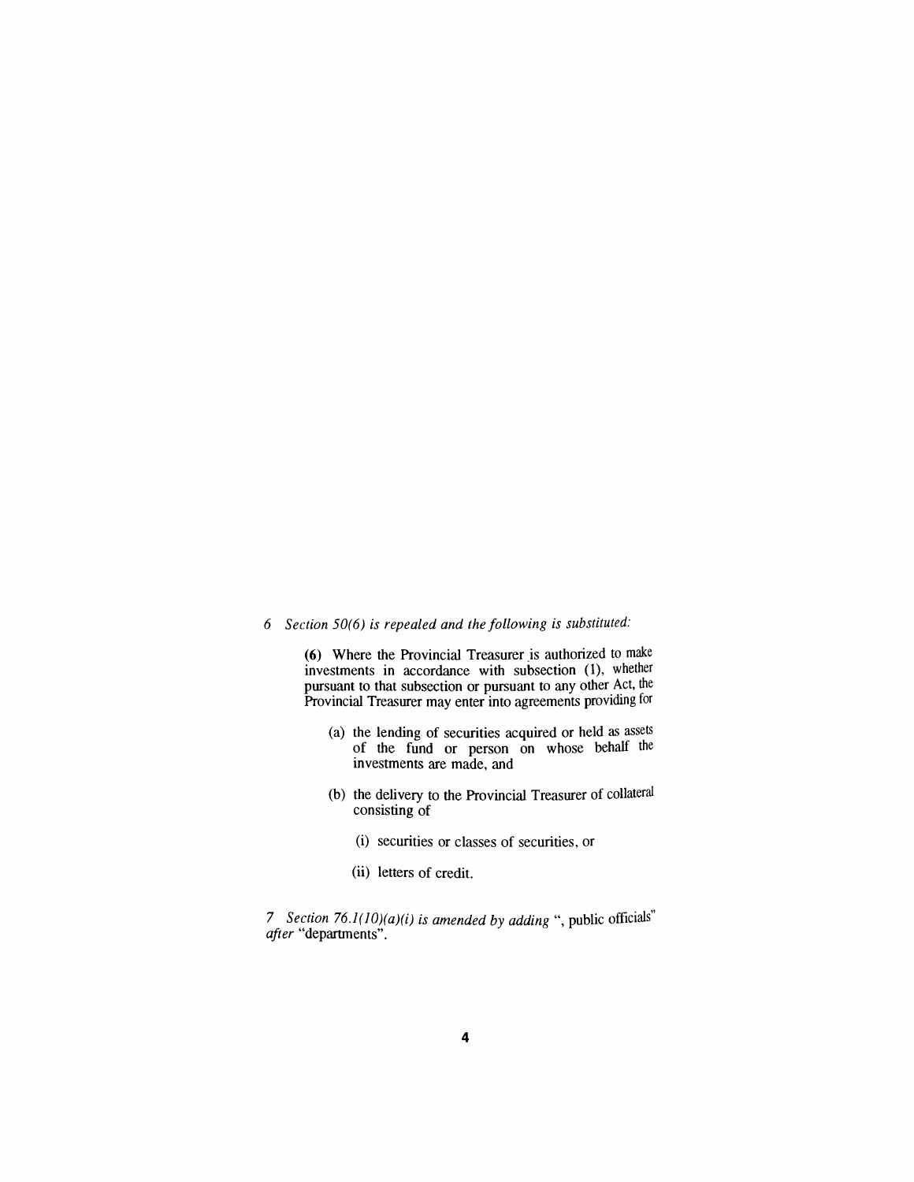*6 Section 50(6) is repealed and the following is substituted:*

**(6)** Where the Provincial Treasurer is authorized to make investments in accordance with subsection (1), whether pursuant to that subsection or pursuant to any other Act, the Provincial Treasurer may enter into agreements providing for

(a) the lending of securities acquired or held as assets of the fund or person on whose behalf the investments are made, and

(b) the delivery to the Provincial Treasurer of collateral consisting of

(i) securities or classes of securities, or

(ii) letters of credit.

*7 Section 76.1(10)(a)(i) is amended by adding* ", public officials" *after* "departments".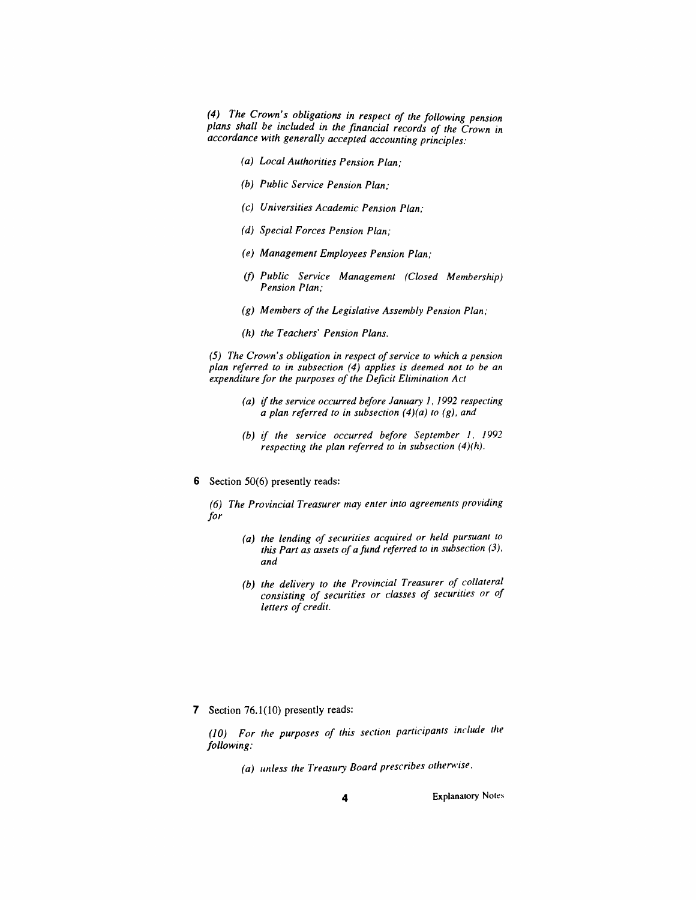*(4) The Crown's obligations in respect of the following pension plans shall be included in the financial records of the Crown in accordance with generally accepted accounting principles:*

> *(a) Local Authorities Pension Plan;*
>
> *(b) Public Service Pension Plan;*
>
> *(c) Universities Academic Pension Plan;*
>
> *(d) Special Forces Pension Plan;*
>
> *(e) Management Employees Pension Plan;*
>
> *(f) Public Service Management (Closed Membership) Pension Plan;*
>
> *(g) Members of the Legislative Assembly Pension Plan;*
>
> *(h) the Teachers' Pension Plans.*

*(5) The Crown's obligation in respect of service to which a pension plan referred to in subsection (4) applies is deemed not to be an expenditure for the purposes of the Deficit Elimination Act*

> *(a) if the service occurred before January 1, 1992 respecting a plan referred to in subsection (4)(a) to (g), and*
>
> *(b) if the service occurred before September 1, 1992 respecting the plan referred to in subsection (4)(h).*

**6** Section 50(6) presently reads:

*(6) The Provincial Treasurer may enter into agreements providing for*

> *(a) the lending of securities acquired or held pursuant to this Part as assets of a fund referred to in subsection (3), and*
>
> *(b) the delivery to the Provincial Treasurer of collateral consisting of securities or classes of securities or of letters of credit.*

**7** Section 76.1(10) presently reads:

*(10) For the purposes of this section participants include the following:*

> *(a) unless the Treasury Board prescribes otherwise,*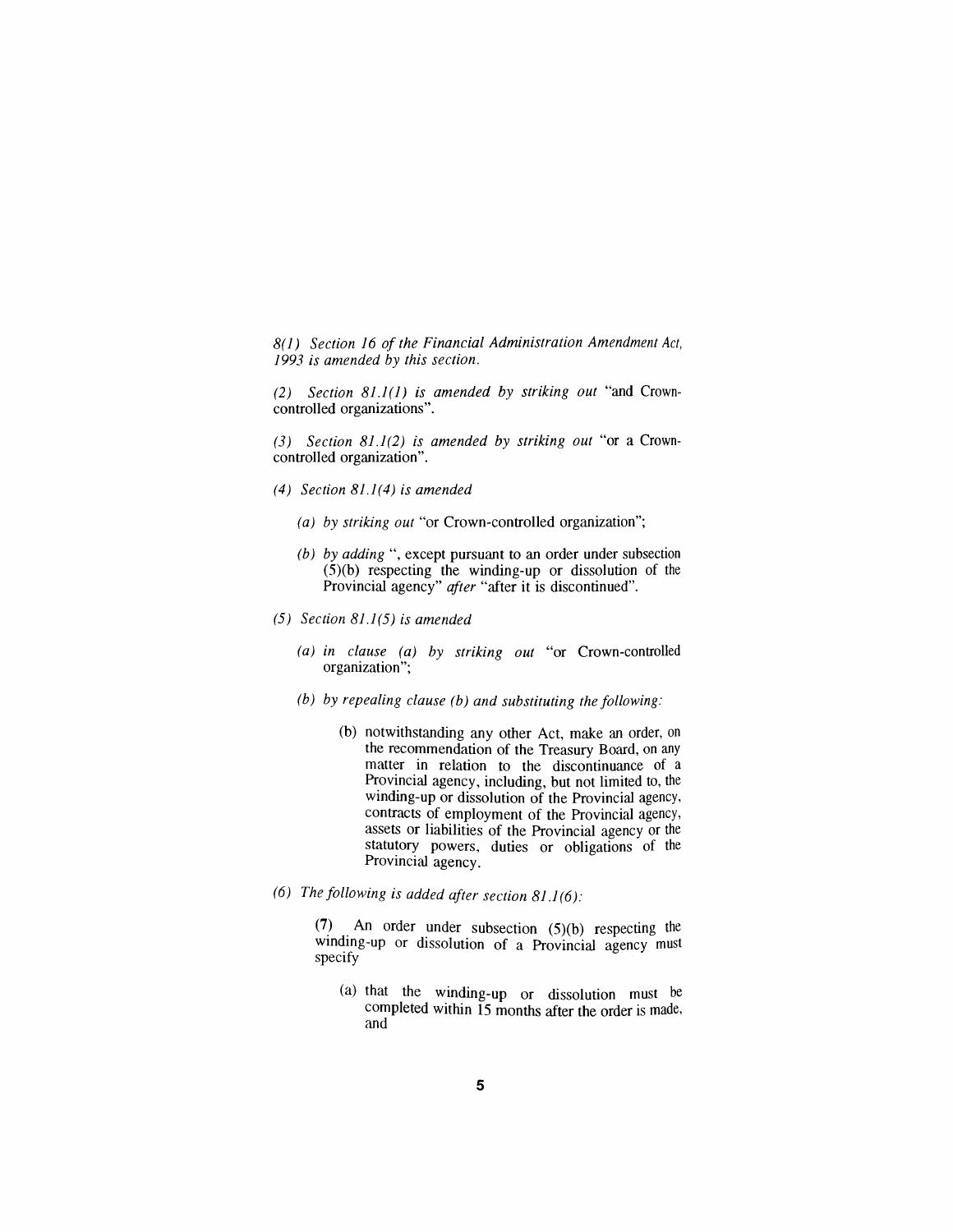*8(1) Section 16 of the Financial Administration Amendment Act, 1993 is amended by this section.*

*(2) Section 81.1(1) is amended by striking out* "and Crown-controlled organizations".

*(3) Section 81.1(2) is amended by striking out* "or a Crown-controlled organization".

*(4) Section 81.1(4) is amended*

*(a) by striking out* "or Crown-controlled organization";

*(b) by adding* ", except pursuant to an order under subsection (5)(b) respecting the winding-up or dissolution of the Provincial agency" *after* "after it is discontinued".

*(5) Section 81.1(5) is amended*

*(a) in clause (a) by striking out* "or Crown-controlled organization";

*(b) by repealing clause (b) and substituting the following:*

(b) notwithstanding any other Act, make an order, on the recommendation of the Treasury Board, on any matter in relation to the discontinuance of a Provincial agency, including, but not limited to, the winding-up or dissolution of the Provincial agency, contracts of employment of the Provincial agency, assets or liabilities of the Provincial agency or the statutory powers, duties or obligations of the Provincial agency.

*(6) The following is added after section 81.1(6):*

(7) An order under subsection (5)(b) respecting the winding-up or dissolution of a Provincial agency must specify

(a) that the winding-up or dissolution must be completed within 15 months after the order is made, and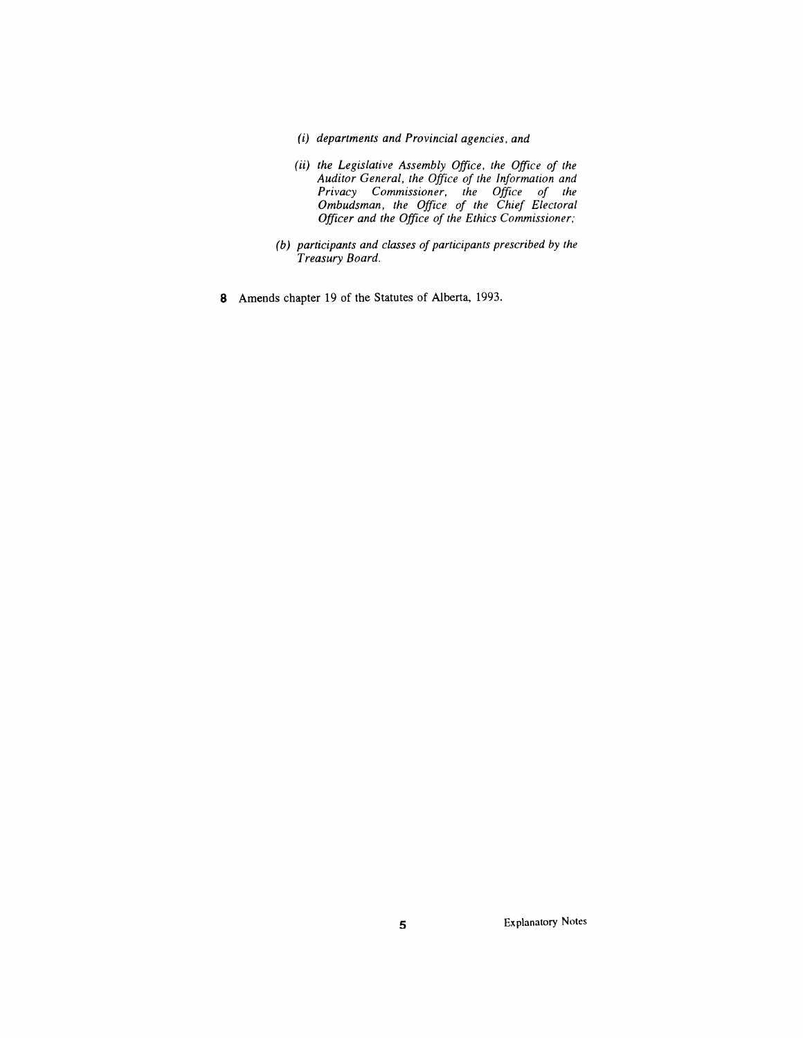*(i) departments and Provincial agencies, and*

*(ii) the Legislative Assembly Office, the Office of the Auditor General, the Office of the Information and Privacy Commissioner, the Office of the Ombudsman, the Office of the Chief Electoral Officer and the Office of the Ethics Commissioner;*

*(b) participants and classes of participants prescribed by the Treasury Board.*

**8** Amends chapter 19 of the Statutes of Alberta, 1993.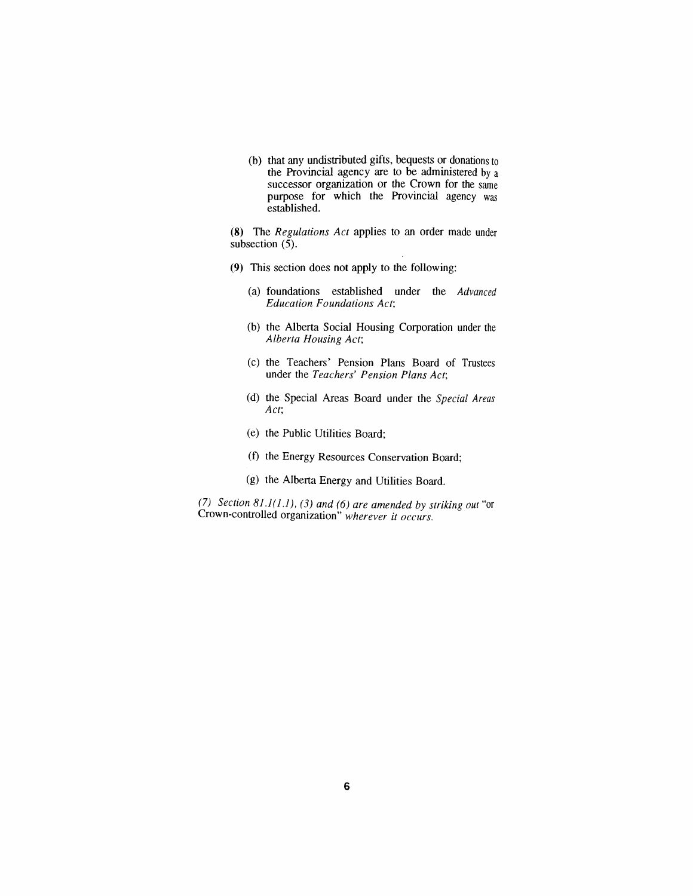(b) that any undistributed gifts, bequests or donations to the Provincial agency are to be administered by a successor organization or the Crown for the same purpose for which the Provincial agency was established.

**(8)** The *Regulations Act* applies to an order made under subsection (5).

**(9)** This section does not apply to the following:

(a) foundations established under the *Advanced Education Foundations Act*;

(b) the Alberta Social Housing Corporation under the *Alberta Housing Act*;

(c) the Teachers' Pension Plans Board of Trustees under the *Teachers' Pension Plans Act*;

(d) the Special Areas Board under the *Special Areas Act*;

(e) the Public Utilities Board;

(f) the Energy Resources Conservation Board;

(g) the Alberta Energy and Utilities Board.

*(7) Section 81.1(1.1), (3) and (6) are amended by striking out* "or Crown-controlled organization" *wherever it occurs.*